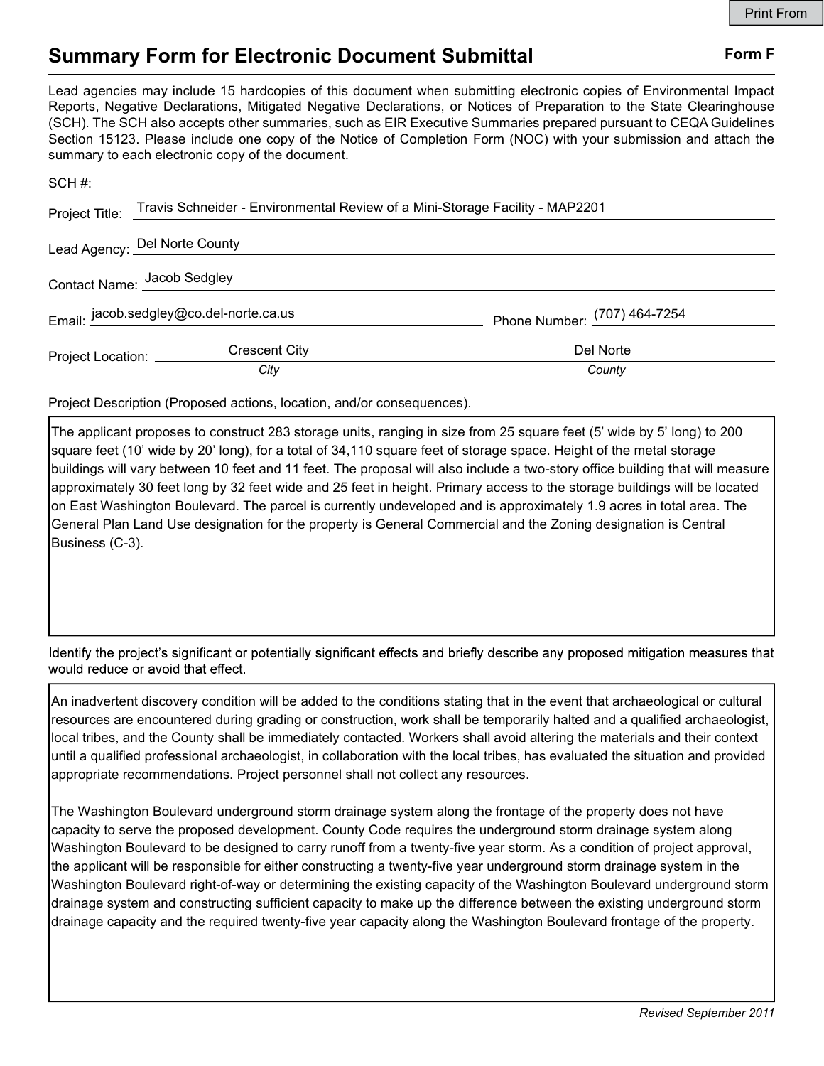Print From

# Summary Form for Electronic Document Submittal

**Form F**

Lead agencies may include 15 hardcopies of this document when submitting electronic copies of Environmental Impact Reports, Negative Declarations, Mitigated Negative Declarations, or Notices of Preparation to the State Clearinghouse (SCH). The SCH also accepts other summaries, such as EIR Executive Summaries prepared pursuant to CEQA Guidelines Section 15123. Please include one copy of the Notice of Completion Form (NOC) with your submission and attach the summary to each electronic copy of the document.

SCH #: 

Project Title: Travis Schneider - Environmental Review of a Mini-Storage Facility - MAP2201

Lead Agency: Del Norte County

Contact Name: Jacob Sedgley

Email: jacob.sedgley@co.del-norte.ca.us

Phone Number: (707) 464-7254

Project Location: Crescent City (*City*), Del Norte (*County*)

Project Description (Proposed actions, location, and/or consequences).

The applicant proposes to construct 283 storage units, ranging in size from 25 square feet (5' wide by 5' long) to 200 square feet (10' wide by 20' long), for a total of 34,110 square feet of storage space. Height of the metal storage buildings will vary between 10 feet and 11 feet. The proposal will also include a two-story office building that will measure approximately 30 feet long by 32 feet wide and 25 feet in height. Primary access to the storage buildings will be located on East Washington Boulevard. The parcel is currently undeveloped and is approximately 1.9 acres in total area. The General Plan Land Use designation for the property is General Commercial and the Zoning designation is Central Business (C-3).

Identify the project's significant or potentially significant effects and briefly describe any proposed mitigation measures that would reduce or avoid that effect.

An inadvertent discovery condition will be added to the conditions stating that in the event that archaeological or cultural resources are encountered during grading or construction, work shall be temporarily halted and a qualified archaeologist, local tribes, and the County shall be immediately contacted. Workers shall avoid altering the materials and their context until a qualified professional archaeologist, in collaboration with the local tribes, has evaluated the situation and provided appropriate recommendations. Project personnel shall not collect any resources.

The Washington Boulevard underground storm drainage system along the frontage of the property does not have capacity to serve the proposed development. County Code requires the underground storm drainage system along Washington Boulevard to be designed to carry runoff from a twenty-five year storm. As a condition of project approval, the applicant will be responsible for either constructing a twenty-five year underground storm drainage system in the Washington Boulevard right-of-way or determining the existing capacity of the Washington Boulevard underground storm drainage system and constructing sufficient capacity to make up the difference between the existing underground storm drainage capacity and the required twenty-five year capacity along the Washington Boulevard frontage of the property.

*Revised September 2011*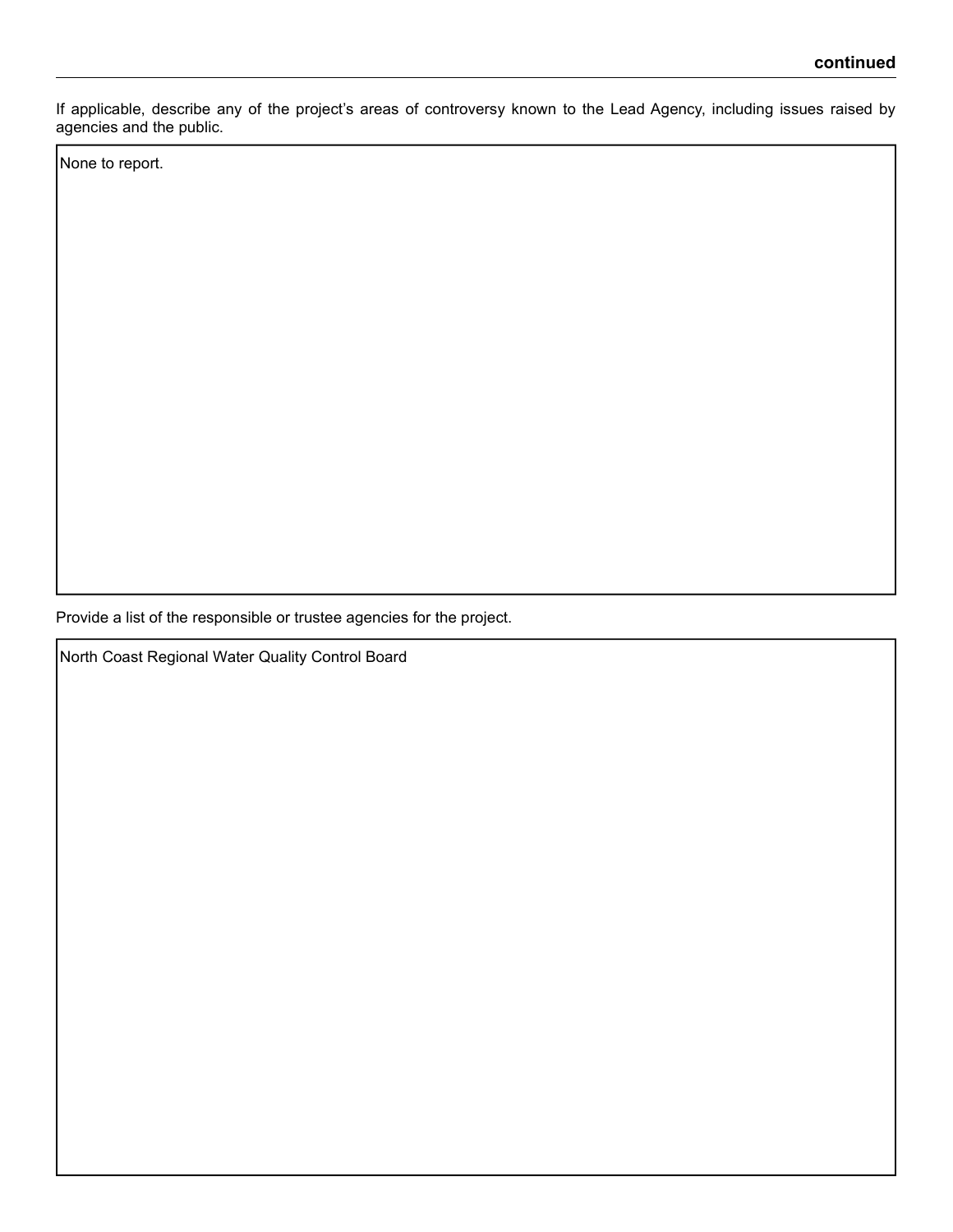**continued**

If applicable, describe any of the project's areas of controversy known to the Lead Agency, including issues raised by agencies and the public.

None to report.

Provide a list of the responsible or trustee agencies for the project.

North Coast Regional Water Quality Control Board